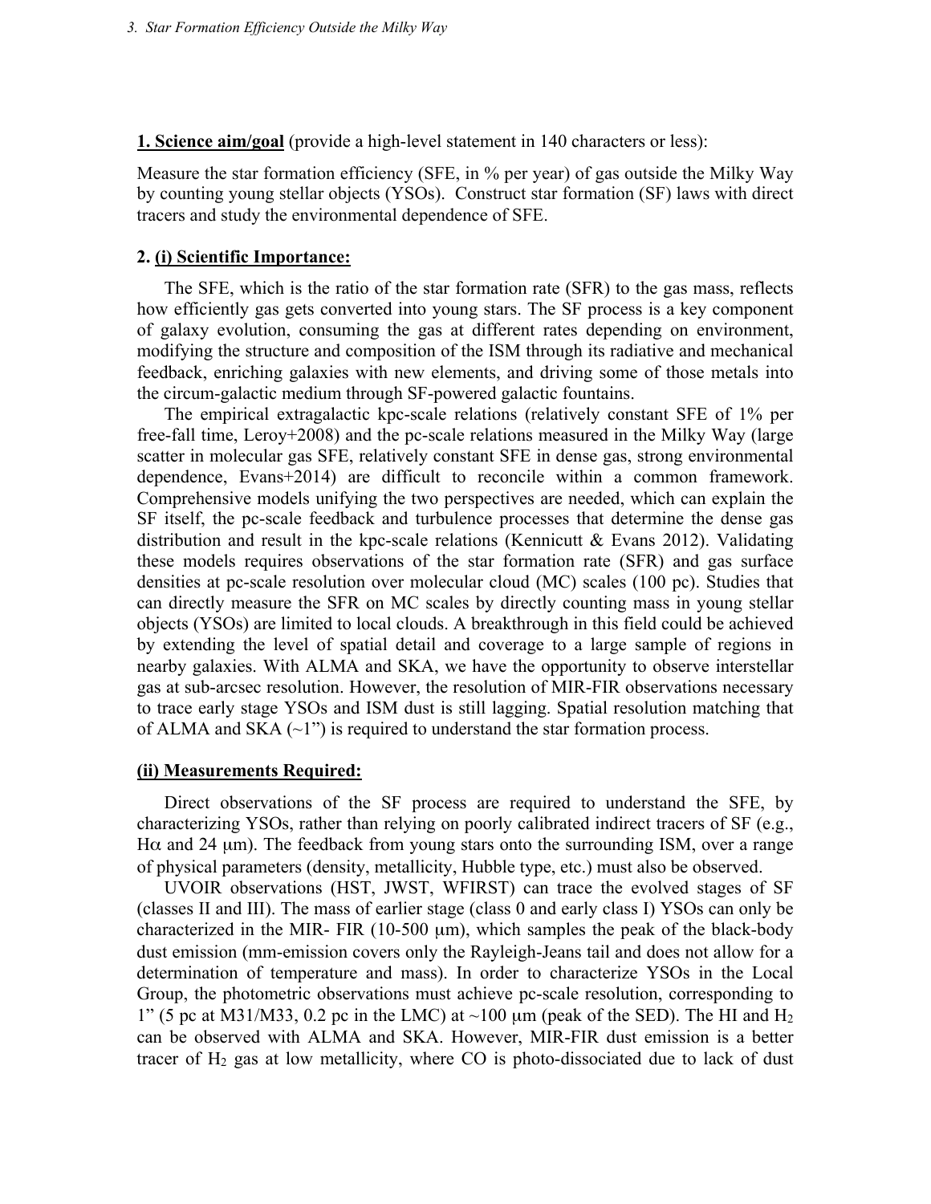**1. Science aim/goal** (provide a high-level statement in 140 characters or less):

Measure the star formation efficiency (SFE, in % per year) of gas outside the Milky Way by counting young stellar objects (YSOs). Construct star formation (SF) laws with direct tracers and study the environmental dependence of SFE.

**2. (i) Scientific Importance:**

The SFE, which is the ratio of the star formation rate (SFR) to the gas mass, reflects how efficiently gas gets converted into young stars. The SF process is a key component of galaxy evolution, consuming the gas at different rates depending on environment, modifying the structure and composition of the ISM through its radiative and mechanical feedback, enriching galaxies with new elements, and driving some of those metals into the circum-galactic medium through SF-powered galactic fountains.

The empirical extragalactic kpc-scale relations (relatively constant SFE of 1% per free-fall time, Leroy+2008) and the pc-scale relations measured in the Milky Way (large scatter in molecular gas SFE, relatively constant SFE in dense gas, strong environmental dependence, Evans+2014) are difficult to reconcile within a common framework. Comprehensive models unifying the two perspectives are needed, which can explain the SF itself, the pc-scale feedback and turbulence processes that determine the dense gas distribution and result in the kpc-scale relations (Kennicutt & Evans 2012). Validating these models requires observations of the star formation rate (SFR) and gas surface densities at pc-scale resolution over molecular cloud (MC) scales (100 pc). Studies that can directly measure the SFR on MC scales by directly counting mass in young stellar objects (YSOs) are limited to local clouds. A breakthrough in this field could be achieved by extending the level of spatial detail and coverage to a large sample of regions in nearby galaxies. With ALMA and SKA, we have the opportunity to observe interstellar gas at sub-arcsec resolution. However, the resolution of MIR-FIR observations necessary to trace early stage YSOs and ISM dust is still lagging. Spatial resolution matching that of ALMA and SKA (~1") is required to understand the star formation process.

**(ii) Measurements Required:**

Direct observations of the SF process are required to understand the SFE, by characterizing YSOs, rather than relying on poorly calibrated indirect tracers of SF (e.g., $H\alpha$ and 24 μm). The feedback from young stars onto the surrounding ISM, over a range of physical parameters (density, metallicity, Hubble type, etc.) must also be observed.

UVOIR observations (HST, JWST, WFIRST) can trace the evolved stages of SF (classes II and III). The mass of earlier stage (class 0 and early class I) YSOs can only be characterized in the MIR- FIR (10-500 μm), which samples the peak of the black-body dust emission (mm-emission covers only the Rayleigh-Jeans tail and does not allow for a determination of temperature and mass). In order to characterize YSOs in the Local Group, the photometric observations must achieve pc-scale resolution, corresponding to 1" (5 pc at M31/M33, 0.2 pc in the LMC) at ~100 μm (peak of the SED). The HI and $H_2$ can be observed with ALMA and SKA. However, MIR-FIR dust emission is a better tracer of $H_2$ gas at low metallicity, where CO is photo-dissociated due to lack of dust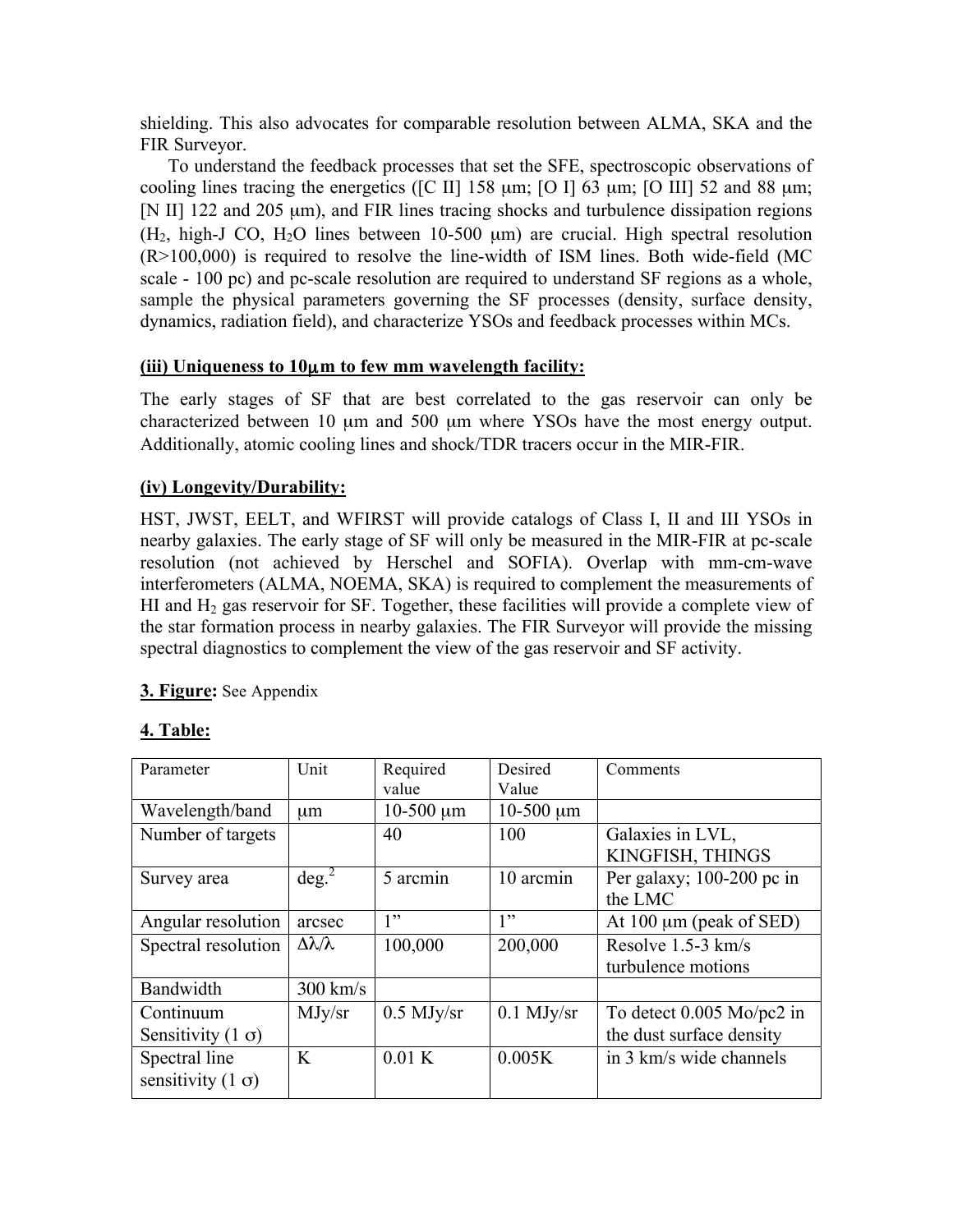shielding. This also advocates for comparable resolution between ALMA, SKA and the FIR Surveyor.

To understand the feedback processes that set the SFE, spectroscopic observations of cooling lines tracing the energetics ([C II] 158 μm; [O I] 63 μm; [O III] 52 and 88 μm; [N II] 122 and 205 μm), and FIR lines tracing shocks and turbulence dissipation regions ($H_2$, high-J CO, $H_2O$ lines between 10-500 μm) are crucial. High spectral resolution (R>100,000) is required to resolve the line-width of ISM lines. Both wide-field (MC scale - 100 pc) and pc-scale resolution are required to understand SF regions as a whole, sample the physical parameters governing the SF processes (density, surface density, dynamics, radiation field), and characterize YSOs and feedback processes within MCs.

**(iii) Uniqueness to 10μm to few mm wavelength facility:**

The early stages of SF that are best correlated to the gas reservoir can only be characterized between 10 μm and 500 μm where YSOs have the most energy output. Additionally, atomic cooling lines and shock/TDR tracers occur in the MIR-FIR.

**(iv) Longevity/Durability:**

HST, JWST, EELT, and WFIRST will provide catalogs of Class I, II and III YSOs in nearby galaxies. The early stage of SF will only be measured in the MIR-FIR at pc-scale resolution (not achieved by Herschel and SOFIA). Overlap with mm-cm-wave interferometers (ALMA, NOEMA, SKA) is required to complement the measurements of HI and $H_2$ gas reservoir for SF. Together, these facilities will provide a complete view of the star formation process in nearby galaxies. The FIR Surveyor will provide the missing spectral diagnostics to complement the view of the gas reservoir and SF activity.

**3. Figure:** See Appendix

**4. Table:**

| Parameter | Unit | Required value | Desired Value | Comments |
|---|---|---|---|---|
| Wavelength/band | μm | 10-500 μm | 10-500 μm | |
| Number of targets | | 40 | 100 | Galaxies in LVL, KINGFISH, THINGS |
| Survey area | deg.$^2$ | 5 arcmin | 10 arcmin | Per galaxy; 100-200 pc in the LMC |
| Angular resolution | arcsec | 1" | 1" | At 100 μm (peak of SED) |
| Spectral resolution | $\Delta\lambda/\lambda$ | 100,000 | 200,000 | Resolve 1.5-3 km/s turbulence motions |
| Bandwidth | 300 km/s | | | |
| Continuum Sensitivity (1 σ) | MJy/sr | 0.5 MJy/sr | 0.1 MJy/sr | To detect 0.005 Mo/pc2 in the dust surface density |
| Spectral line sensitivity (1 σ) | K | 0.01 K | 0.005K | in 3 km/s wide channels |